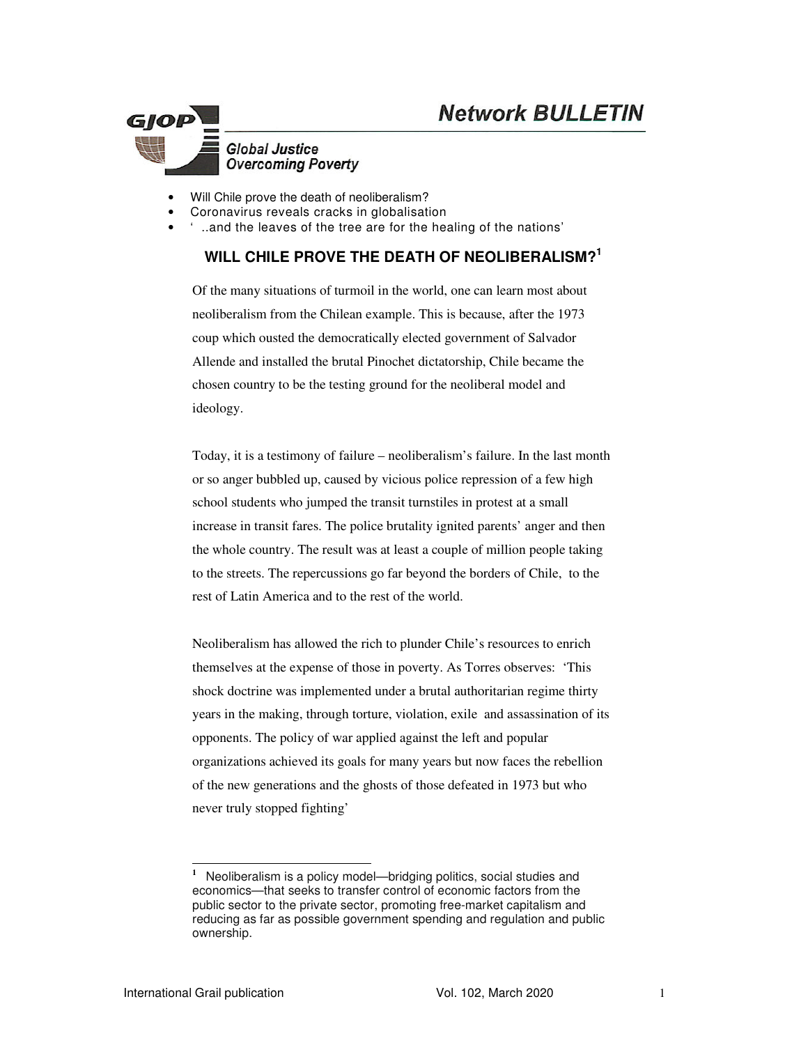# Network BULLETIN

**GJOP**

**Global Justice Overcoming Poverty**

- Will Chile prove the death of neoliberalism?
- Coronavirus reveals cracks in globalisation
- ' ..and the leaves of the tree are for the healing of the nations'

## WILL CHILE PROVE THE DEATH OF NEOLIBERALISM?[1]

Of the many situations of turmoil in the world, one can learn most about neoliberalism from the Chilean example. This is because, after the 1973 coup which ousted the democratically elected government of Salvador Allende and installed the brutal Pinochet dictatorship, Chile became the chosen country to be the testing ground for the neoliberal model and ideology.

Today, it is a testimony of failure – neoliberalism's failure. In the last month or so anger bubbled up, caused by vicious police repression of a few high school students who jumped the transit turnstiles in protest at a small increase in transit fares. The police brutality ignited parents' anger and then the whole country. The result was at least a couple of million people taking to the streets. The repercussions go far beyond the borders of Chile, to the rest of Latin America and to the rest of the world.

Neoliberalism has allowed the rich to plunder Chile's resources to enrich themselves at the expense of those in poverty. As Torres observes: 'This shock doctrine was implemented under a brutal authoritarian regime thirty years in the making, through torture, violation, exile and assassination of its opponents. The policy of war applied against the left and popular organizations achieved its goals for many years but now faces the rebellion of the new generations and the ghosts of those defeated in 1973 but who never truly stopped fighting'

---

[1] Neoliberalism is a policy model—bridging politics, social studies and economics—that seeks to transfer control of economic factors from the public sector to the private sector, promoting free-market capitalism and reducing as far as possible government spending and regulation and public ownership.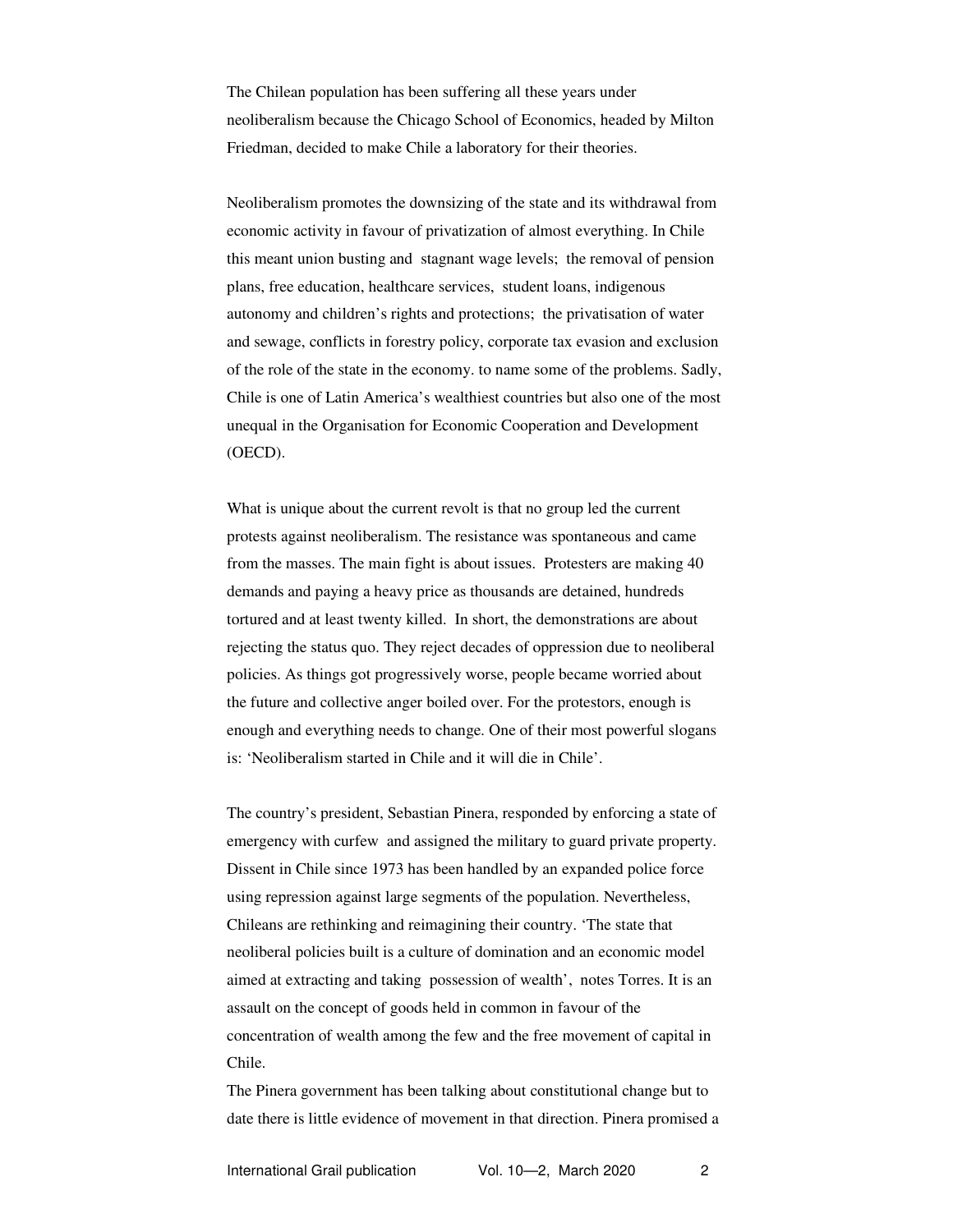The Chilean population has been suffering all these years under neoliberalism because the Chicago School of Economics, headed by Milton Friedman, decided to make Chile a laboratory for their theories.

Neoliberalism promotes the downsizing of the state and its withdrawal from economic activity in favour of privatization of almost everything. In Chile this meant union busting and stagnant wage levels; the removal of pension plans, free education, healthcare services, student loans, indigenous autonomy and children's rights and protections; the privatisation of water and sewage, conflicts in forestry policy, corporate tax evasion and exclusion of the role of the state in the economy. to name some of the problems. Sadly, Chile is one of Latin America's wealthiest countries but also one of the most unequal in the Organisation for Economic Cooperation and Development (OECD).

What is unique about the current revolt is that no group led the current protests against neoliberalism. The resistance was spontaneous and came from the masses. The main fight is about issues. Protesters are making 40 demands and paying a heavy price as thousands are detained, hundreds tortured and at least twenty killed. In short, the demonstrations are about rejecting the status quo. They reject decades of oppression due to neoliberal policies. As things got progressively worse, people became worried about the future and collective anger boiled over. For the protestors, enough is enough and everything needs to change. One of their most powerful slogans is: 'Neoliberalism started in Chile and it will die in Chile'.

The country's president, Sebastian Pinera, responded by enforcing a state of emergency with curfew and assigned the military to guard private property. Dissent in Chile since 1973 has been handled by an expanded police force using repression against large segments of the population. Nevertheless, Chileans are rethinking and reimagining their country. 'The state that neoliberal policies built is a culture of domination and an economic model aimed at extracting and taking possession of wealth', notes Torres. It is an assault on the concept of goods held in common in favour of the concentration of wealth among the few and the free movement of capital in Chile.

The Pinera government has been talking about constitutional change but to date there is little evidence of movement in that direction. Pinera promised a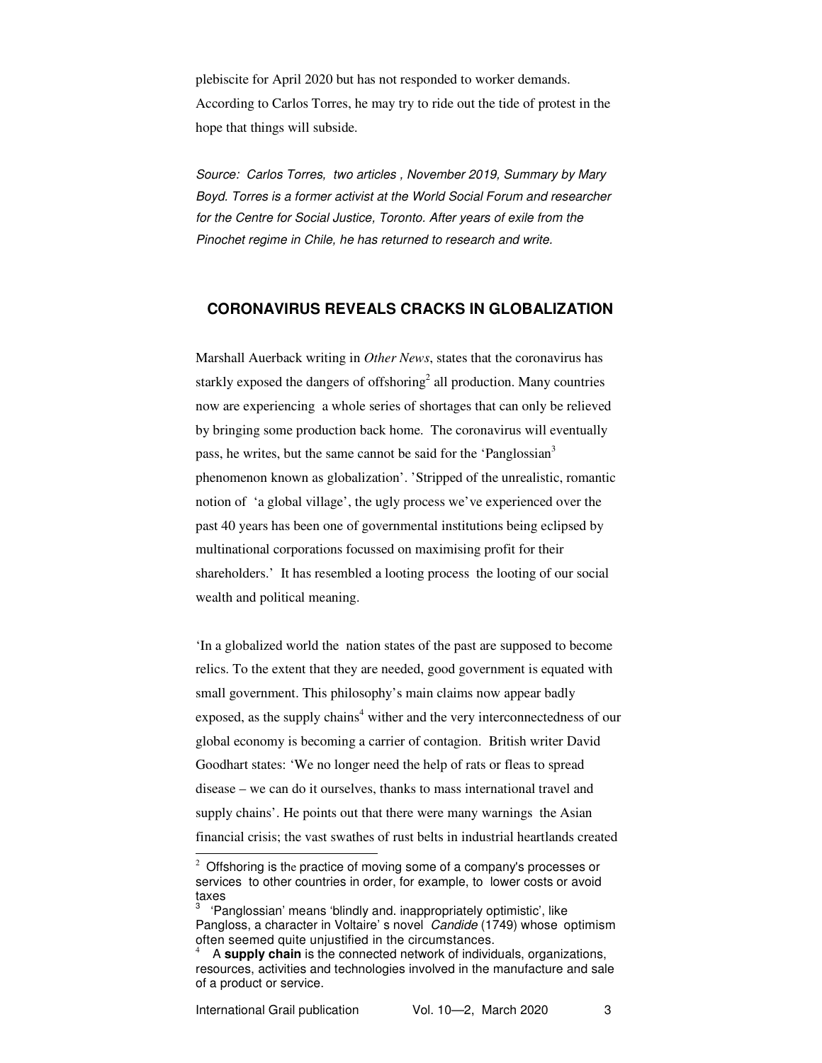plebiscite for April 2020 but has not responded to worker demands. According to Carlos Torres, he may try to ride out the tide of protest in the hope that things will subside.

*Source: Carlos Torres, two articles , November 2019, Summary by Mary Boyd. Torres is a former activist at the World Social Forum and researcher for the Centre for Social Justice, Toronto. After years of exile from the Pinochet regime in Chile, he has returned to research and write.*

## CORONAVIRUS REVEALS CRACKS IN GLOBALIZATION

Marshall Auerback writing in *Other News*, states that the coronavirus has starkly exposed the dangers of offshoring[2] all production. Many countries now are experiencing a whole series of shortages that can only be relieved by bringing some production back home. The coronavirus will eventually pass, he writes, but the same cannot be said for the 'Panglossian[3] phenomenon known as globalization'. 'Stripped of the unrealistic, romantic notion of 'a global village', the ugly process we've experienced over the past 40 years has been one of governmental institutions being eclipsed by multinational corporations focussed on maximising profit for their shareholders.' It has resembled a looting process the looting of our social wealth and political meaning.

'In a globalized world the nation states of the past are supposed to become relics. To the extent that they are needed, good government is equated with small government. This philosophy's main claims now appear badly exposed, as the supply chains[4] wither and the very interconnectedness of our global economy is becoming a carrier of contagion. British writer David Goodhart states: 'We no longer need the help of rats or fleas to spread disease – we can do it ourselves, thanks to mass international travel and supply chains'. He points out that there were many warnings the Asian financial crisis; the vast swathes of rust belts in industrial heartlands created

---

[2] Offshoring is the practice of moving some of a company's processes or services to other countries in order, for example, to lower costs or avoid taxes

[3] 'Panglossian' means 'blindly and. inappropriately optimistic', like Pangloss, a character in Voltaire' s novel *Candide* (1749) whose optimism often seemed quite unjustified in the circumstances.

[4] A **supply chain** is the connected network of individuals, organizations, resources, activities and technologies involved in the manufacture and sale of a product or service.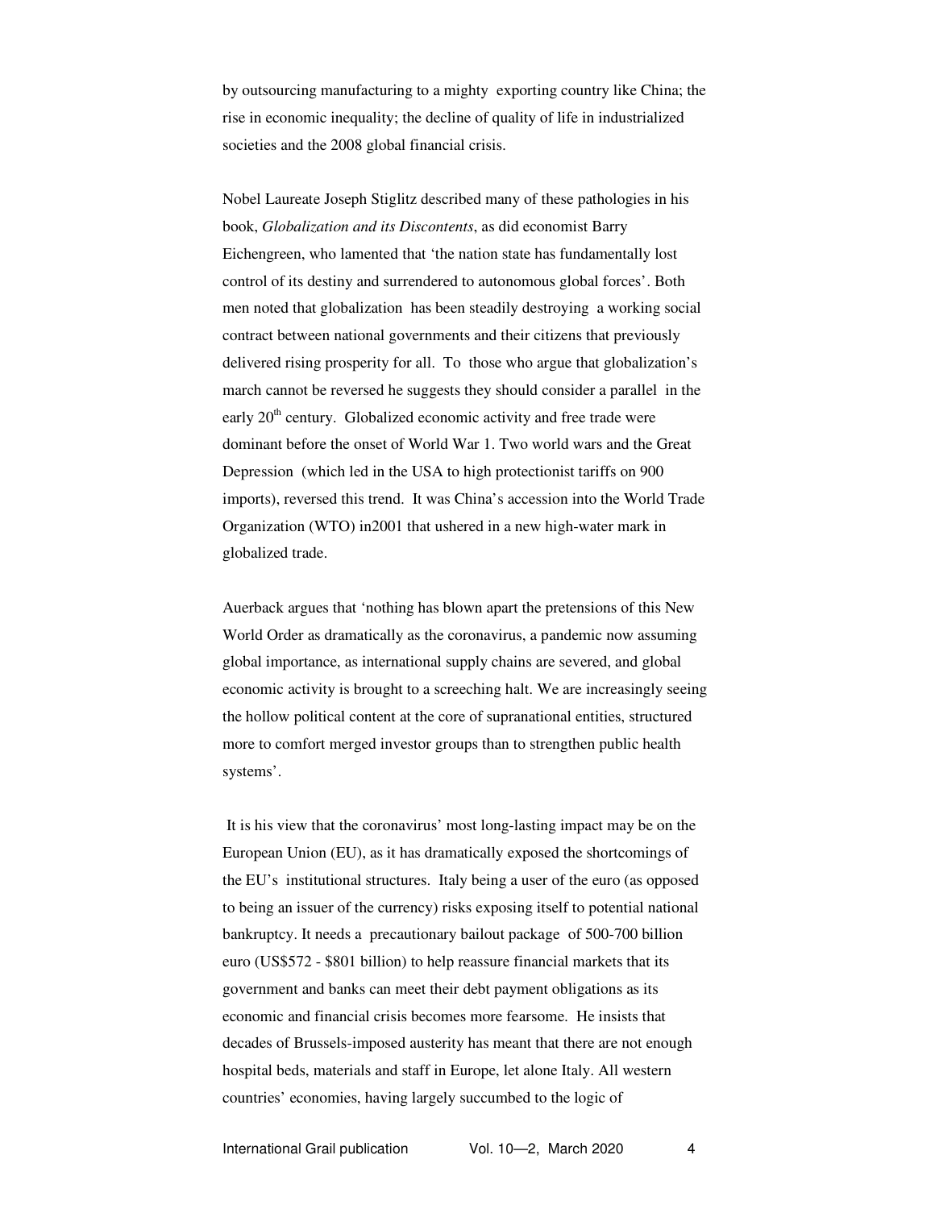by outsourcing manufacturing to a mighty exporting country like China; the rise in economic inequality; the decline of quality of life in industrialized societies and the 2008 global financial crisis.

Nobel Laureate Joseph Stiglitz described many of these pathologies in his book, *Globalization and its Discontents*, as did economist Barry Eichengreen, who lamented that 'the nation state has fundamentally lost control of its destiny and surrendered to autonomous global forces'. Both men noted that globalization has been steadily destroying a working social contract between national governments and their citizens that previously delivered rising prosperity for all. To those who argue that globalization's march cannot be reversed he suggests they should consider a parallel in the early 20th century. Globalized economic activity and free trade were dominant before the onset of World War 1. Two world wars and the Great Depression (which led in the USA to high protectionist tariffs on 900 imports), reversed this trend. It was China's accession into the World Trade Organization (WTO) in2001 that ushered in a new high-water mark in globalized trade.

Auerback argues that 'nothing has blown apart the pretensions of this New World Order as dramatically as the coronavirus, a pandemic now assuming global importance, as international supply chains are severed, and global economic activity is brought to a screeching halt. We are increasingly seeing the hollow political content at the core of supranational entities, structured more to comfort merged investor groups than to strengthen public health systems'.

It is his view that the coronavirus' most long-lasting impact may be on the European Union (EU), as it has dramatically exposed the shortcomings of the EU's institutional structures. Italy being a user of the euro (as opposed to being an issuer of the currency) risks exposing itself to potential national bankruptcy. It needs a precautionary bailout package of 500-700 billion euro (US$572 - $801 billion) to help reassure financial markets that its government and banks can meet their debt payment obligations as its economic and financial crisis becomes more fearsome. He insists that decades of Brussels-imposed austerity has meant that there are not enough hospital beds, materials and staff in Europe, let alone Italy. All western countries' economies, having largely succumbed to the logic of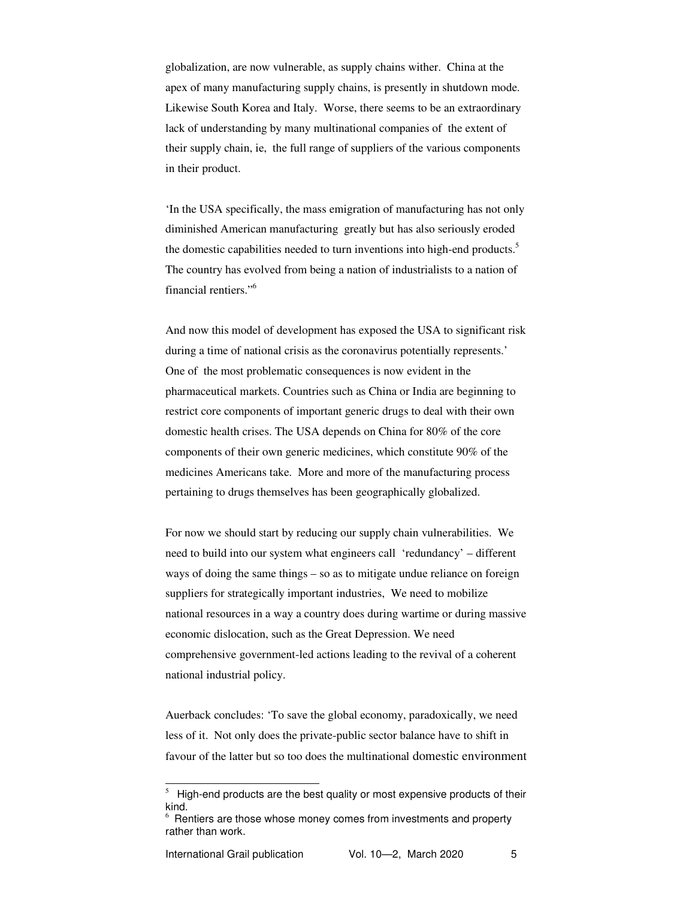globalization, are now vulnerable, as supply chains wither. China at the apex of many manufacturing supply chains, is presently in shutdown mode. Likewise South Korea and Italy. Worse, there seems to be an extraordinary lack of understanding by many multinational companies of the extent of their supply chain, ie, the full range of suppliers of the various components in their product.

'In the USA specifically, the mass emigration of manufacturing has not only diminished American manufacturing greatly but has also seriously eroded the domestic capabilities needed to turn inventions into high-end products.[5] The country has evolved from being a nation of industrialists to a nation of financial rentiers."[6]

And now this model of development has exposed the USA to significant risk during a time of national crisis as the coronavirus potentially represents.' One of the most problematic consequences is now evident in the pharmaceutical markets. Countries such as China or India are beginning to restrict core components of important generic drugs to deal with their own domestic health crises. The USA depends on China for 80% of the core components of their own generic medicines, which constitute 90% of the medicines Americans take. More and more of the manufacturing process pertaining to drugs themselves has been geographically globalized.

For now we should start by reducing our supply chain vulnerabilities. We need to build into our system what engineers call 'redundancy' – different ways of doing the same things – so as to mitigate undue reliance on foreign suppliers for strategically important industries, We need to mobilize national resources in a way a country does during wartime or during massive economic dislocation, such as the Great Depression. We need comprehensive government-led actions leading to the revival of a coherent national industrial policy.

Auerback concludes: 'To save the global economy, paradoxically, we need less of it. Not only does the private-public sector balance have to shift in favour of the latter but so too does the multinational domestic environment

---

[5] High-end products are the best quality or most expensive products of their kind.

[6] Rentiers are those whose money comes from investments and property rather than work.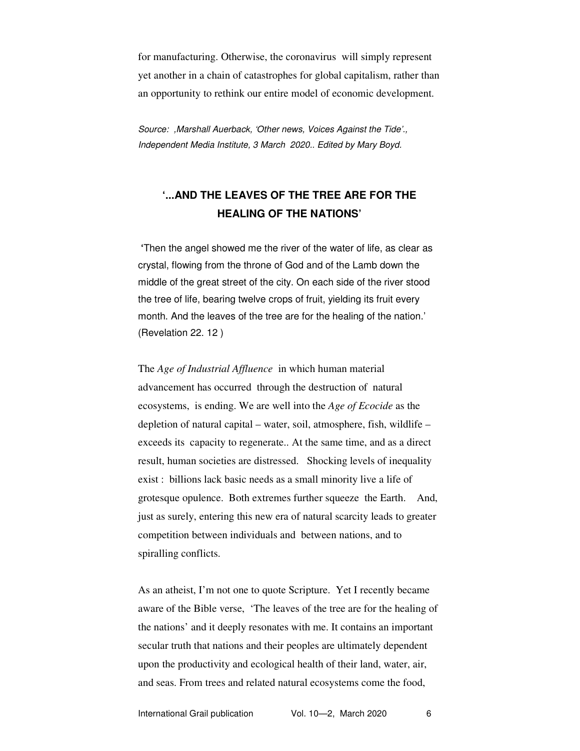for manufacturing. Otherwise, the coronavirus will simply represent yet another in a chain of catastrophes for global capitalism, rather than an opportunity to rethink our entire model of economic development.

*Source: ,Marshall Auerback, 'Other news, Voices Against the Tide'., Independent Media Institute, 3 March 2020.. Edited by Mary Boyd.*

## '...AND THE LEAVES OF THE TREE ARE FOR THE HEALING OF THE NATIONS'

'Then the angel showed me the river of the water of life, as clear as crystal, flowing from the throne of God and of the Lamb down the middle of the great street of the city. On each side of the river stood the tree of life, bearing twelve crops of fruit, yielding its fruit every month. And the leaves of the tree are for the healing of the nation.' (Revelation 22. 12 )

The *Age of Industrial Affluence* in which human material advancement has occurred through the destruction of natural ecosystems, is ending. We are well into the *Age of Ecocide* as the depletion of natural capital – water, soil, atmosphere, fish, wildlife – exceeds its capacity to regenerate.. At the same time, and as a direct result, human societies are distressed. Shocking levels of inequality exist : billions lack basic needs as a small minority live a life of grotesque opulence. Both extremes further squeeze the Earth. And, just as surely, entering this new era of natural scarcity leads to greater competition between individuals and between nations, and to spiralling conflicts.

As an atheist, I'm not one to quote Scripture. Yet I recently became aware of the Bible verse, 'The leaves of the tree are for the healing of the nations' and it deeply resonates with me. It contains an important secular truth that nations and their peoples are ultimately dependent upon the productivity and ecological health of their land, water, air, and seas. From trees and related natural ecosystems come the food,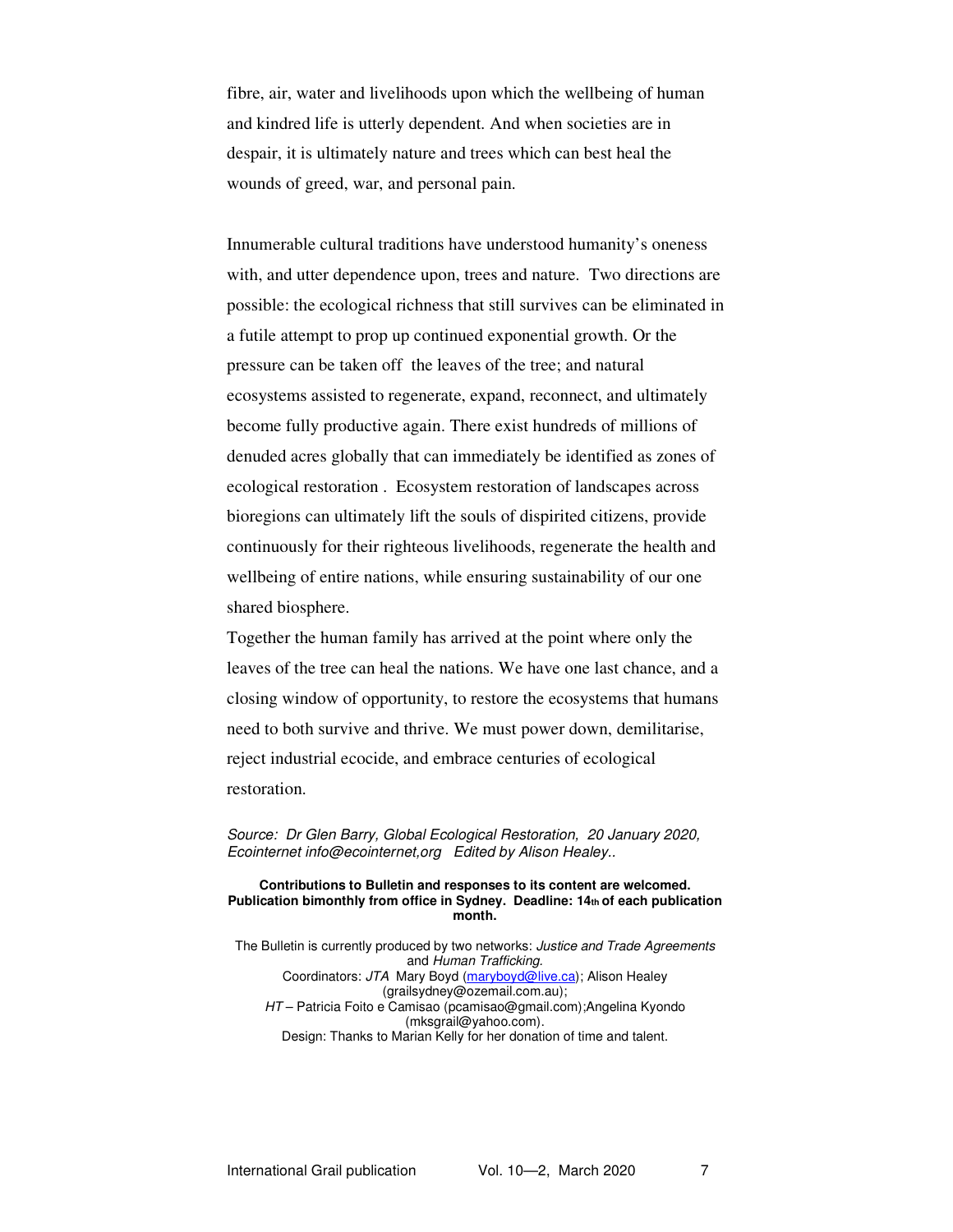fibre, air, water and livelihoods upon which the wellbeing of human and kindred life is utterly dependent. And when societies are in despair, it is ultimately nature and trees which can best heal the wounds of greed, war, and personal pain.

Innumerable cultural traditions have understood humanity's oneness with, and utter dependence upon, trees and nature. Two directions are possible: the ecological richness that still survives can be eliminated in a futile attempt to prop up continued exponential growth. Or the pressure can be taken off the leaves of the tree; and natural ecosystems assisted to regenerate, expand, reconnect, and ultimately become fully productive again. There exist hundreds of millions of denuded acres globally that can immediately be identified as zones of ecological restoration . Ecosystem restoration of landscapes across bioregions can ultimately lift the souls of dispirited citizens, provide continuously for their righteous livelihoods, regenerate the health and wellbeing of entire nations, while ensuring sustainability of our one shared biosphere.

Together the human family has arrived at the point where only the leaves of the tree can heal the nations. We have one last chance, and a closing window of opportunity, to restore the ecosystems that humans need to both survive and thrive. We must power down, demilitarise, reject industrial ecocide, and embrace centuries of ecological restoration.

*Source: Dr Glen Barry, Global Ecological Restoration, 20 January 2020, Ecointernet info@ecointernet,org Edited by Alison Healey..*

**Contributions to Bulletin and responses to its content are welcomed. Publication bimonthly from office in Sydney. Deadline: 14th of each publication month.**

The Bulletin is currently produced by two networks: *Justice and Trade Agreements* and *Human Trafficking.*
Coordinators: *JTA* Mary Boyd (maryboyd@live.ca); Alison Healey (grailsydney@ozemail.com.au);
*HT* – Patricia Foito e Camisao (pcamisao@gmail.com);Angelina Kyondo (mksgrail@yahoo.com).
Design: Thanks to Marian Kelly for her donation of time and talent.